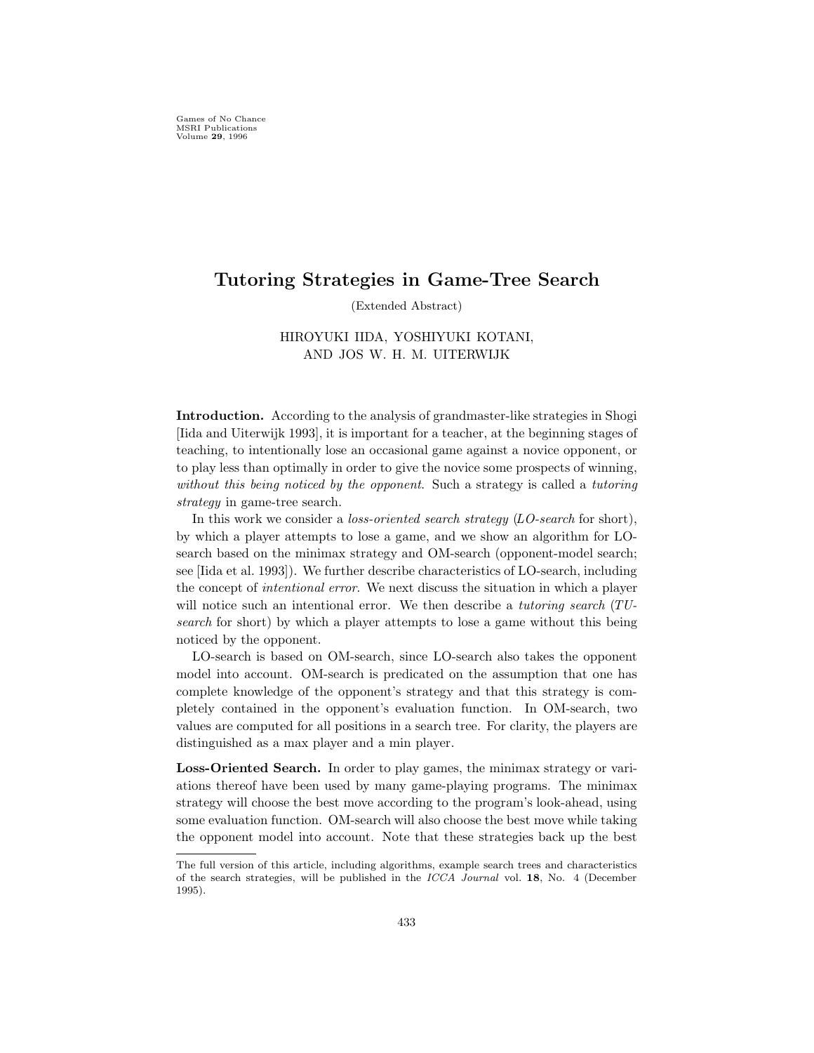# Tutoring Strategies in Game-Tree Search

(Extended Abstract)

HIROYUKI IIDA, YOSHIYUKI KOTANI, AND JOS W. H. M. UITERWIJK

**Introduction.** According to the analysis of grandmaster-like strategies in Shogi [Iida and Uiterwijk 1993], it is important for a teacher, at the beginning stages of teaching, to intentionally lose an occasional game against a novice opponent, or to play less than optimally in order to give the novice some prospects of winning, *without this being noticed by the opponent*. Such a strategy is called a *tutoring strategy* in game-tree search.

In this work we consider a *loss-oriented search strategy* (*LO-search* for short), by which a player attempts to lose a game, and we show an algorithm for LO-search based on the minimax strategy and OM-search (opponent-model search; see [Iida et al. 1993]). We further describe characteristics of LO-search, including the concept of *intentional error*. We next discuss the situation in which a player will notice such an intentional error. We then describe a *tutoring search* (*TU-search* for short) by which a player attempts to lose a game without this being noticed by the opponent.

LO-search is based on OM-search, since LO-search also takes the opponent model into account. OM-search is predicated on the assumption that one has complete knowledge of the opponent's strategy and that this strategy is completely contained in the opponent's evaluation function. In OM-search, two values are computed for all positions in a search tree. For clarity, the players are distinguished as a max player and a min player.

**Loss-Oriented Search.** In order to play games, the minimax strategy or variations thereof have been used by many game-playing programs. The minimax strategy will choose the best move according to the program's look-ahead, using some evaluation function. OM-search will also choose the best move while taking the opponent model into account. Note that these strategies back up the best

---

The full version of this article, including algorithms, example search trees and characteristics of the search strategies, will be published in the *ICCA Journal* vol. **18**, No. 4 (December 1995).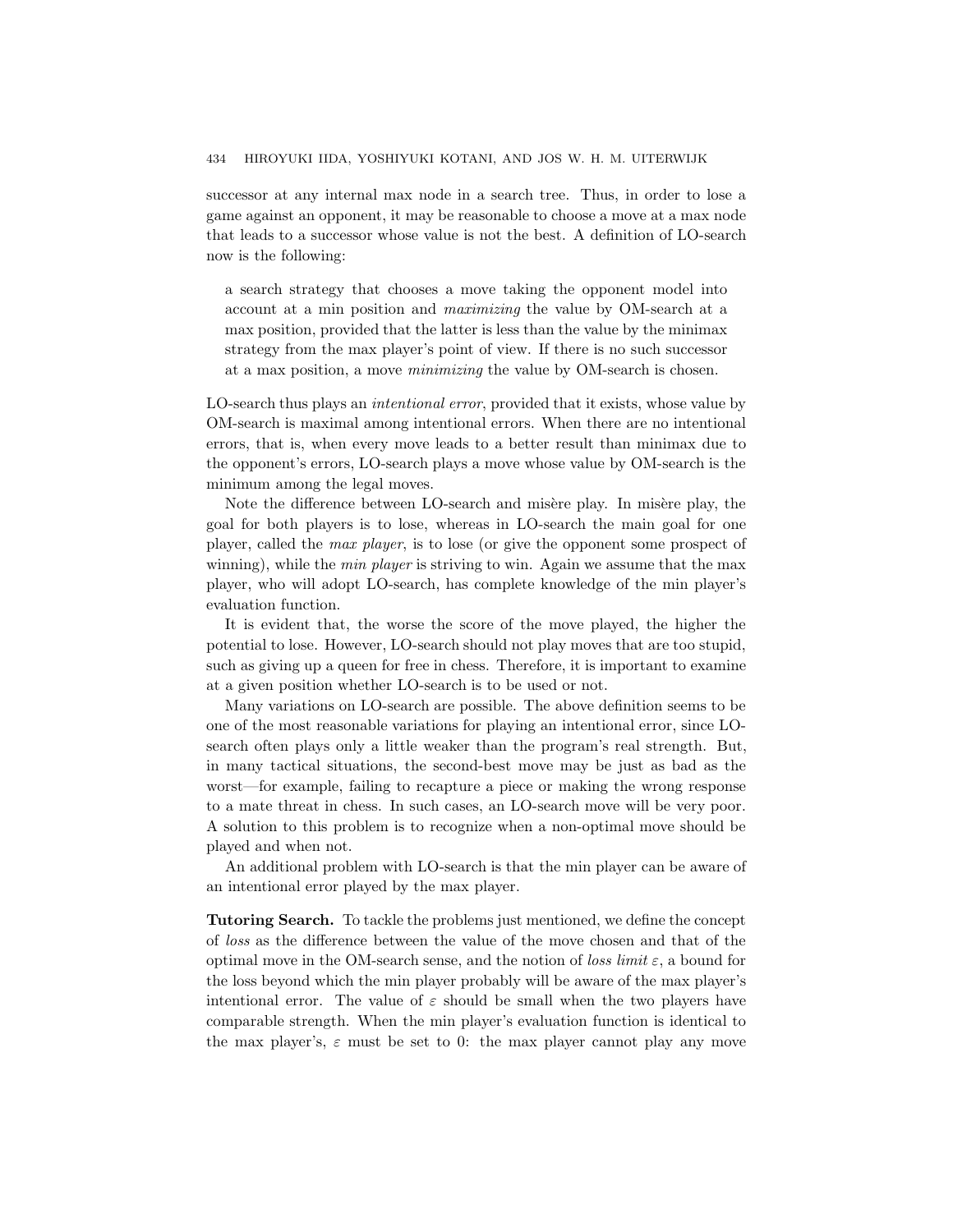successor at any internal max node in a search tree. Thus, in order to lose a game against an opponent, it may be reasonable to choose a move at a max node that leads to a successor whose value is not the best. A definition of LO-search now is the following:

> a search strategy that chooses a move taking the opponent model into account at a min position and *maximizing* the value by OM-search at a max position, provided that the latter is less than the value by the minimax strategy from the max player's point of view. If there is no such successor at a max position, a move *minimizing* the value by OM-search is chosen.

LO-search thus plays an *intentional error*, provided that it exists, whose value by OM-search is maximal among intentional errors. When there are no intentional errors, that is, when every move leads to a better result than minimax due to the opponent's errors, LO-search plays a move whose value by OM-search is the minimum among the legal moves.

Note the difference between LO-search and misère play. In misère play, the goal for both players is to lose, whereas in LO-search the main goal for one player, called the *max player*, is to lose (or give the opponent some prospect of winning), while the *min player* is striving to win. Again we assume that the max player, who will adopt LO-search, has complete knowledge of the min player's evaluation function.

It is evident that, the worse the score of the move played, the higher the potential to lose. However, LO-search should not play moves that are too stupid, such as giving up a queen for free in chess. Therefore, it is important to examine at a given position whether LO-search is to be used or not.

Many variations on LO-search are possible. The above definition seems to be one of the most reasonable variations for playing an intentional error, since LO-search often plays only a little weaker than the program's real strength. But, in many tactical situations, the second-best move may be just as bad as the worst—for example, failing to recapture a piece or making the wrong response to a mate threat in chess. In such cases, an LO-search move will be very poor. A solution to this problem is to recognize when a non-optimal move should be played and when not.

An additional problem with LO-search is that the min player can be aware of an intentional error played by the max player.

**Tutoring Search.** To tackle the problems just mentioned, we define the concept of *loss* as the difference between the value of the move chosen and that of the optimal move in the OM-search sense, and the notion of *loss limit* $\varepsilon$, a bound for the loss beyond which the min player probably will be aware of the max player's intentional error. The value of $\varepsilon$ should be small when the two players have comparable strength. When the min player's evaluation function is identical to the max player's, $\varepsilon$ must be set to 0: the max player cannot play any move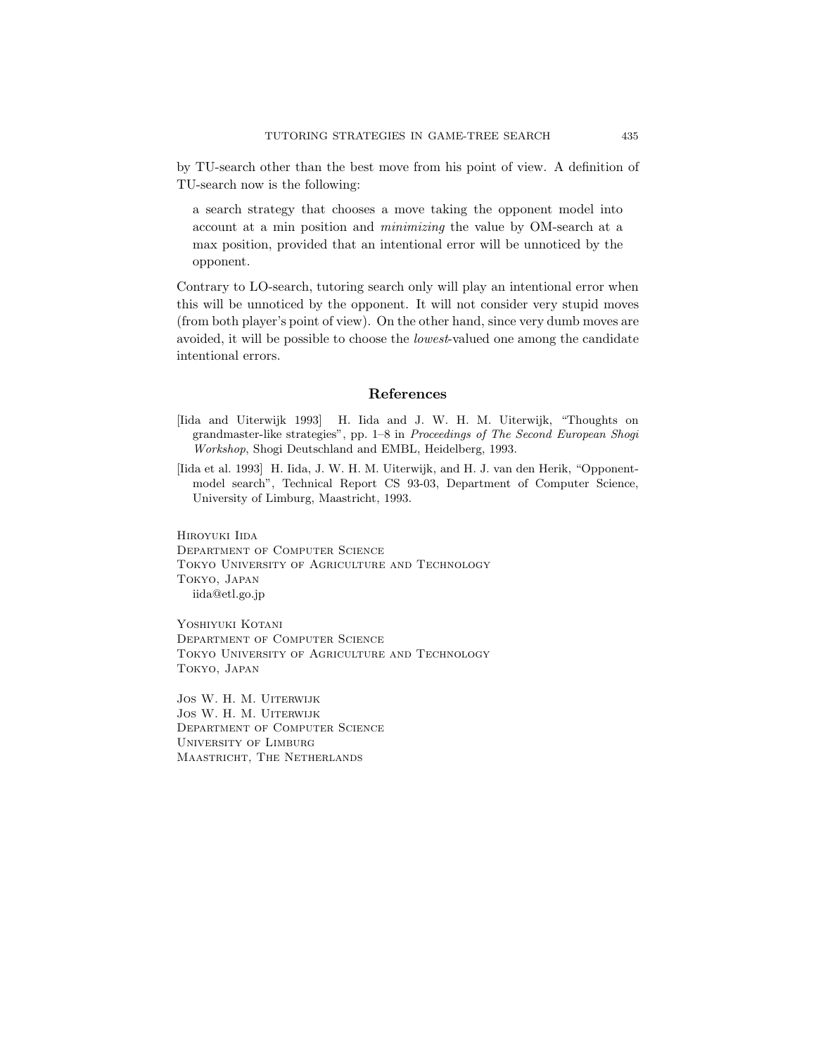by TU-search other than the best move from his point of view. A definition of TU-search now is the following:

> a search strategy that chooses a move taking the opponent model into account at a min position and *minimizing* the value by OM-search at a max position, provided that an intentional error will be unnoticed by the opponent.

Contrary to LO-search, tutoring search only will play an intentional error when this will be unnoticed by the opponent. It will not consider very stupid moves (from both player's point of view). On the other hand, since very dumb moves are avoided, it will be possible to choose the *lowest*-valued one among the candidate intentional errors.

## References

[Iida and Uiterwijk 1993] H. Iida and J. W. H. M. Uiterwijk, "Thoughts on grandmaster-like strategies", pp. 1–8 in *Proceedings of The Second European Shogi Workshop*, Shogi Deutschland and EMBL, Heidelberg, 1993.

[Iida et al. 1993] H. Iida, J. W. H. M. Uiterwijk, and H. J. van den Herik, "Opponent-model search", Technical Report CS 93-03, Department of Computer Science, University of Limburg, Maastricht, 1993.

Hiroyuki Iida
Department of Computer Science
Tokyo University of Agriculture and Technology
Tokyo, Japan
iida@etl.go.jp

Yoshiyuki Kotani
Department of Computer Science
Tokyo University of Agriculture and Technology
Tokyo, Japan

Jos W. H. M. Uiterwijk
Jos W. H. M. Uiterwijk
Department of Computer Science
University of Limburg
Maastricht, The Netherlands